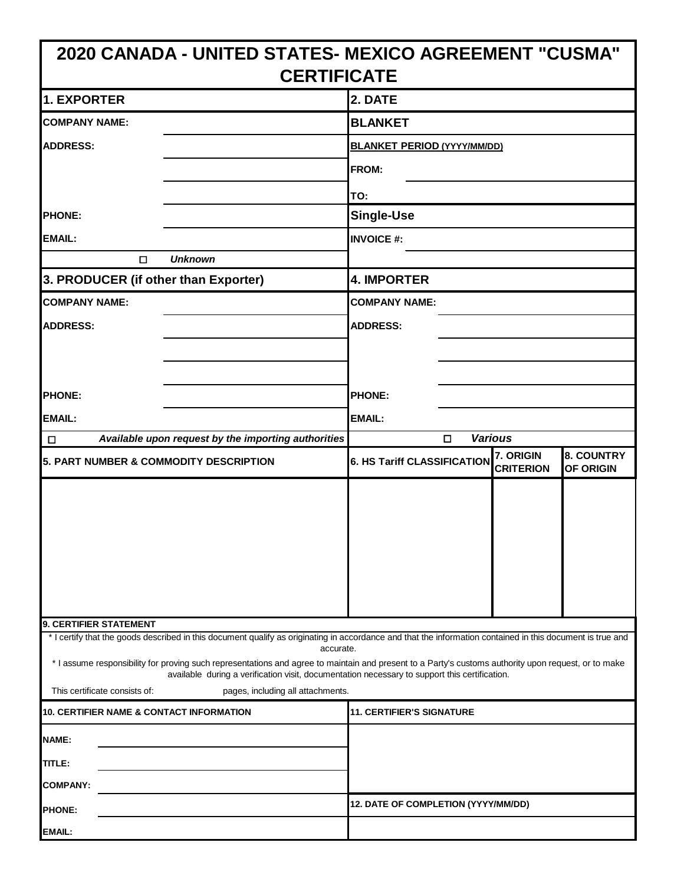# 2020 CANADA - UNITED STATES- MEXICO AGREEMENT "CUSMA" CERTIFICATE

| 1. EXPORTER | | 2. DATE | |
|---|---|---|---|
| COMPANY NAME: | | BLANKET | |
| ADDRESS: | | BLANKET PERIOD (YYYY/MM/DD) | |
| | | FROM: | |
| | | TO: | |
| PHONE: | | Single-Use | |
| EMAIL: | | INVOICE #: | |
| ☐ *Unknown* | | | |

| 3. PRODUCER (if other than Exporter) | | 4. IMPORTER | |
|---|---|---|---|
| COMPANY NAME: | | COMPANY NAME: | |
| ADDRESS: | | ADDRESS: | |
| | | | |
| | | | |
| PHONE: | | PHONE: | |
| EMAIL: | | EMAIL: | |
| ☐ *Available upon request by the importing authorities* | | ☐ *Various* | |

| 5. PART NUMBER & COMMODITY DESCRIPTION | 6. HS Tariff CLASSIFICATION | 7. ORIGIN CRITERION | 8. COUNTRY OF ORIGIN |
|---|---|---|---|
| | | | |

**9. CERTIFIER STATEMENT**

* I certify that the goods described in this document qualify as originating in accordance and that the information contained in this document is true and accurate.

* I assume responsibility for proving such representations and agree to maintain and present to a Party's customs authority upon request, or to make available during a verification visit, documentation necessary to support this certification.

This certificate consists of: pages, including all attachments.

| 10. CERTIFIER NAME & CONTACT INFORMATION | | 11. CERTIFIER'S SIGNATURE |
|---|---|---|
| NAME: | | |
| TITLE: | | |
| COMPANY: | | |
| PHONE: | | 12. DATE OF COMPLETION (YYYY/MM/DD) |
| EMAIL: | | |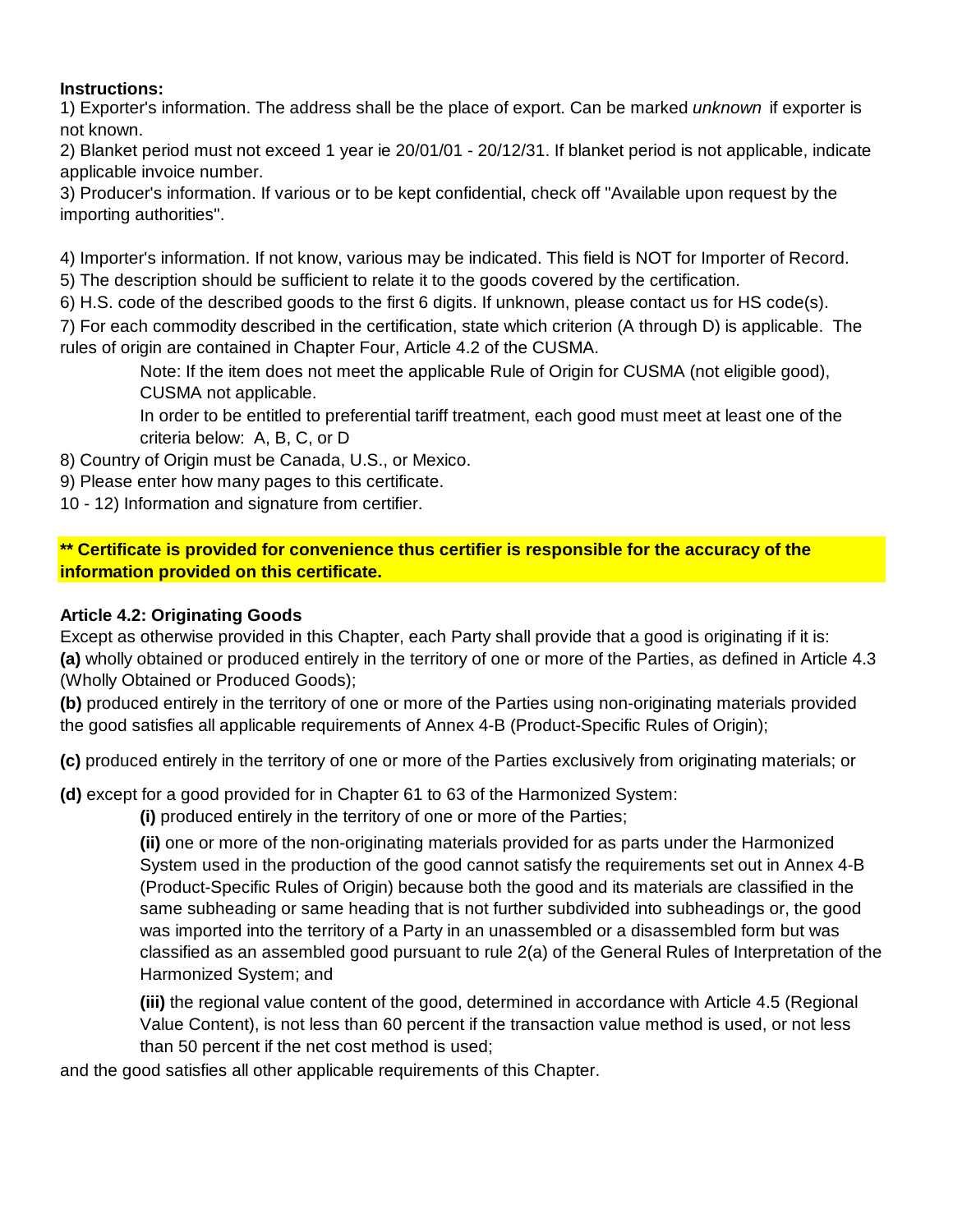**Instructions:**

1) Exporter's information. The address shall be the place of export. Can be marked *unknown* if exporter is not known.
2) Blanket period must not exceed 1 year ie 20/01/01 - 20/12/31. If blanket period is not applicable, indicate applicable invoice number.
3) Producer's information. If various or to be kept confidential, check off "Available upon request by the importing authorities".
4) Importer's information. If not know, various may be indicated. This field is NOT for Importer of Record.
5) The description should be sufficient to relate it to the goods covered by the certification.
6) H.S. code of the described goods to the first 6 digits. If unknown, please contact us for HS code(s).
7) For each commodity described in the certification, state which criterion (A through D) is applicable. The rules of origin are contained in Chapter Four, Article 4.2 of the CUSMA.

    Note: If the item does not meet the applicable Rule of Origin for CUSMA (not eligible good), CUSMA not applicable.

    In order to be entitled to preferential tariff treatment, each good must meet at least one of the criteria below: A, B, C, or D

8) Country of Origin must be Canada, U.S., or Mexico.
9) Please enter how many pages to this certificate.
10 - 12) Information and signature from certifier.

**\*\* Certificate is provided for convenience thus certifier is responsible for the accuracy of the information provided on this certificate.**

**Article 4.2: Originating Goods**

Except as otherwise provided in this Chapter, each Party shall provide that a good is originating if it is:

**(a)** wholly obtained or produced entirely in the territory of one or more of the Parties, as defined in Article 4.3 (Wholly Obtained or Produced Goods);

**(b)** produced entirely in the territory of one or more of the Parties using non-originating materials provided the good satisfies all applicable requirements of Annex 4-B (Product-Specific Rules of Origin);

**(c)** produced entirely in the territory of one or more of the Parties exclusively from originating materials; or

**(d)** except for a good provided for in Chapter 61 to 63 of the Harmonized System:

> **(i)** produced entirely in the territory of one or more of the Parties;
>
> **(ii)** one or more of the non-originating materials provided for as parts under the Harmonized System used in the production of the good cannot satisfy the requirements set out in Annex 4-B (Product-Specific Rules of Origin) because both the good and its materials are classified in the same subheading or same heading that is not further subdivided into subheadings or, the good was imported into the territory of a Party in an unassembled or a disassembled form but was classified as an assembled good pursuant to rule 2(a) of the General Rules of Interpretation of the Harmonized System; and
>
> **(iii)** the regional value content of the good, determined in accordance with Article 4.5 (Regional Value Content), is not less than 60 percent if the transaction value method is used, or not less than 50 percent if the net cost method is used;

and the good satisfies all other applicable requirements of this Chapter.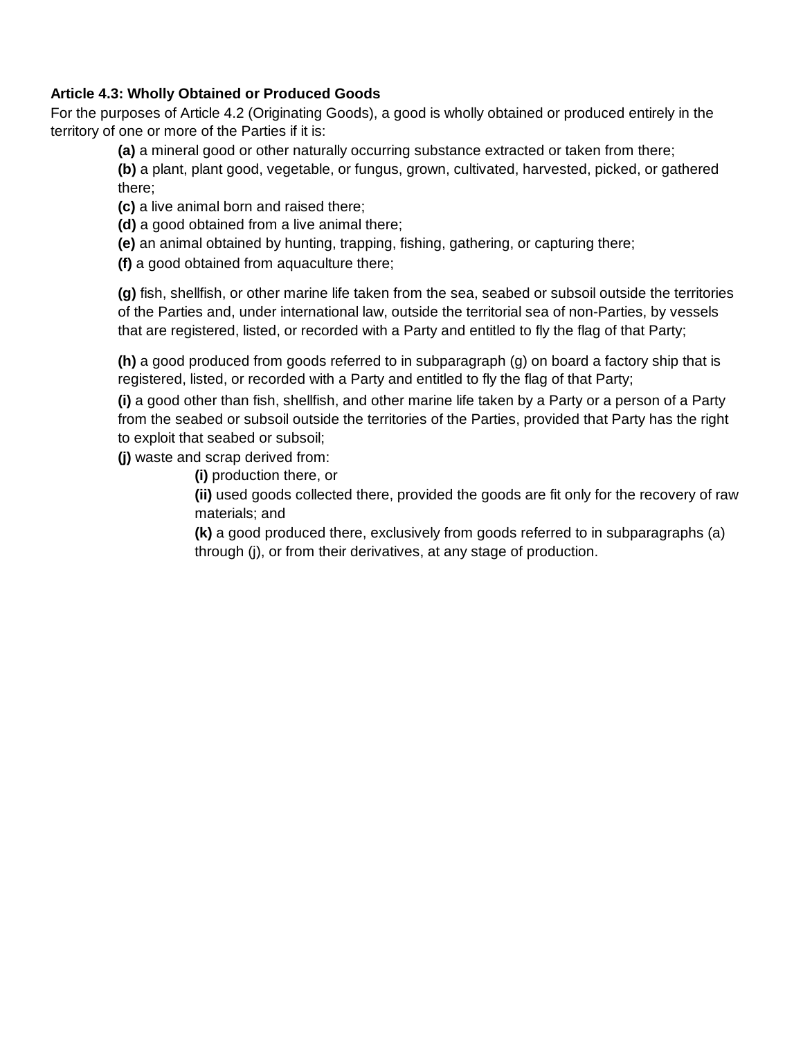**Article 4.3: Wholly Obtained or Produced Goods**

For the purposes of Article 4.2 (Originating Goods), a good is wholly obtained or produced entirely in the territory of one or more of the Parties if it is:

**(a)** a mineral good or other naturally occurring substance extracted or taken from there;

**(b)** a plant, plant good, vegetable, or fungus, grown, cultivated, harvested, picked, or gathered there;

**(c)** a live animal born and raised there;

**(d)** a good obtained from a live animal there;

**(e)** an animal obtained by hunting, trapping, fishing, gathering, or capturing there;

**(f)** a good obtained from aquaculture there;

**(g)** fish, shellfish, or other marine life taken from the sea, seabed or subsoil outside the territories of the Parties and, under international law, outside the territorial sea of non-Parties, by vessels that are registered, listed, or recorded with a Party and entitled to fly the flag of that Party;

**(h)** a good produced from goods referred to in subparagraph (g) on board a factory ship that is registered, listed, or recorded with a Party and entitled to fly the flag of that Party;

**(i)** a good other than fish, shellfish, and other marine life taken by a Party or a person of a Party from the seabed or subsoil outside the territories of the Parties, provided that Party has the right to exploit that seabed or subsoil;

**(j)** waste and scrap derived from:

> **(i)** production there, or
>
> **(ii)** used goods collected there, provided the goods are fit only for the recovery of raw materials; and
>
> **(k)** a good produced there, exclusively from goods referred to in subparagraphs (a) through (j), or from their derivatives, at any stage of production.